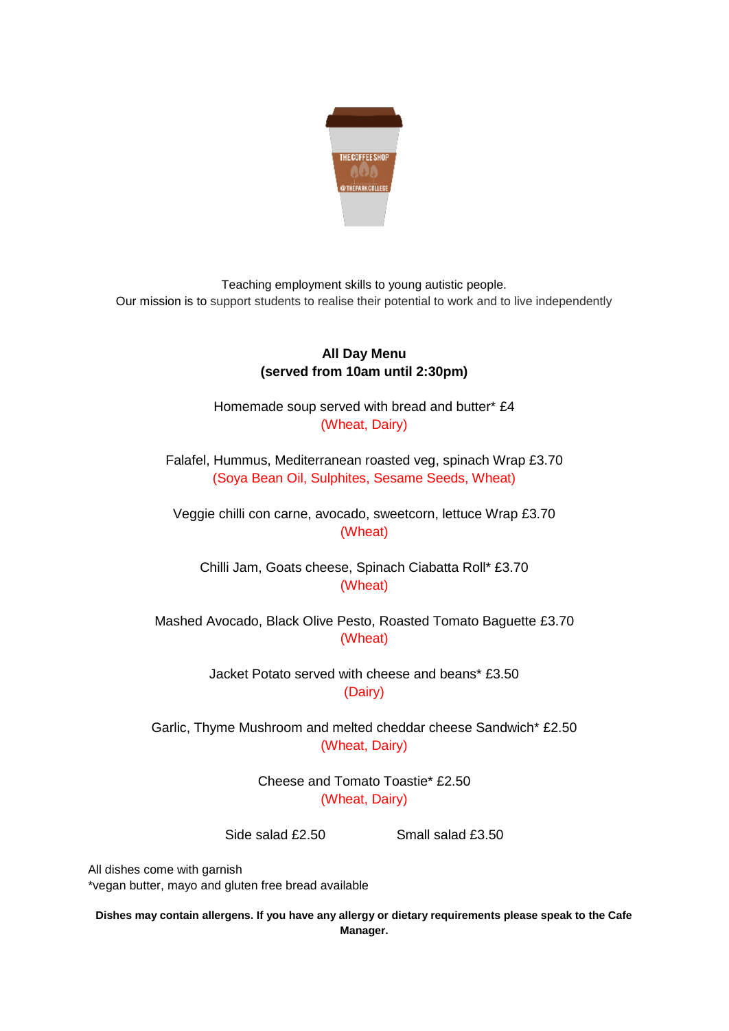Teaching employment skills to young autistic people.
Our mission is to support students to realise their potential to work and to live independently

**All Day Menu**
**(served from 10am until 2:30pm)**

Homemade soup served with bread and butter* £4
(Wheat, Dairy)

Falafel, Hummus, Mediterranean roasted veg, spinach Wrap £3.70
(Soya Bean Oil, Sulphites, Sesame Seeds, Wheat)

Veggie chilli con carne, avocado, sweetcorn, lettuce Wrap £3.70
(Wheat)

Chilli Jam, Goats cheese, Spinach Ciabatta Roll* £3.70
(Wheat)

Mashed Avocado, Black Olive Pesto, Roasted Tomato Baguette £3.70
(Wheat)

Jacket Potato served with cheese and beans* £3.50
(Dairy)

Garlic, Thyme Mushroom and melted cheddar cheese Sandwich* £2.50
(Wheat, Dairy)

Cheese and Tomato Toastie* £2.50
(Wheat, Dairy)

Side salad £2.50 Small salad £3.50

All dishes come with garnish
*vegan butter, mayo and gluten free bread available

**Dishes may contain allergens. If you have any allergy or dietary requirements please speak to the Cafe Manager.**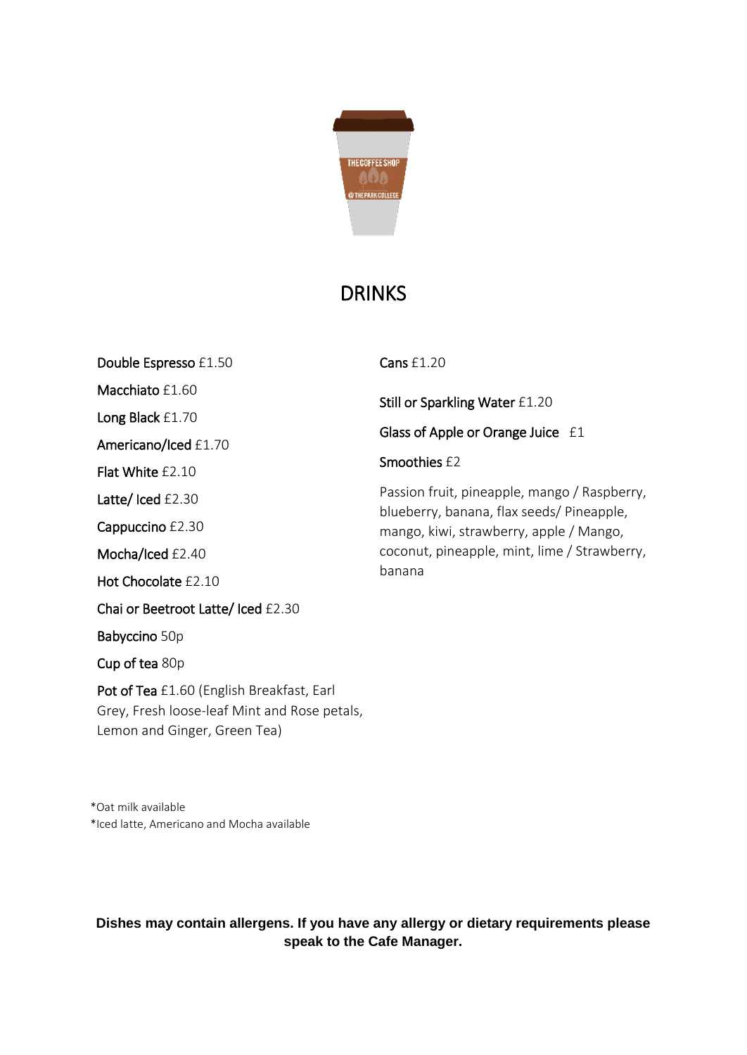# DRINKS

**Double Espresso** £1.50

**Macchiato** £1.60

**Long Black** £1.70

**Americano/Iced** £1.70

**Flat White** £2.10

**Latte/ Iced** £2.30

**Cappuccino** £2.30

**Mocha/Iced** £2.40

**Hot Chocolate** £2.10

**Chai or Beetroot Latte/ Iced** £2.30

**Babyccino** 50p

**Cup of tea** 80p

**Pot of Tea** £1.60 (English Breakfast, Earl Grey, Fresh loose-leaf Mint and Rose petals, Lemon and Ginger, Green Tea)

**Cans** £1.20

**Still or Sparkling Water** £1.20

**Glass of Apple or Orange Juice** £1

**Smoothies** £2

Passion fruit, pineapple, mango / Raspberry, blueberry, banana, flax seeds/ Pineapple, mango, kiwi, strawberry, apple / Mango, coconut, pineapple, mint, lime / Strawberry, banana

*Oat milk available
*Iced latte, Americano and Mocha available

**Dishes may contain allergens. If you have any allergy or dietary requirements please speak to the Cafe Manager.**